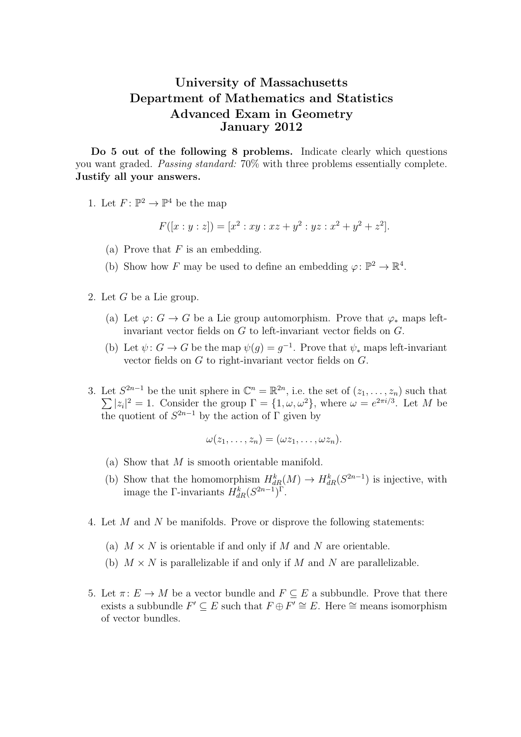# University of Massachusetts
# Department of Mathematics and Statistics
# Advanced Exam in Geometry
# January 2012

**Do 5 out of the following 8 problems.** Indicate clearly which questions you want graded. *Passing standard:* 70% with three problems essentially complete. **Justify all your answers.**

1. Let $F\colon \mathbb{P}^2 \to \mathbb{P}^4$ be the map

   $$F([x:y:z]) = [x^2 : xy : xz + y^2 : yz : x^2 + y^2 + z^2].$$

   (a) Prove that $F$ is an embedding.

   (b) Show how $F$ may be used to define an embedding $\varphi\colon \mathbb{P}^2 \to \mathbb{R}^4$.

2. Let $G$ be a Lie group.

   (a) Let $\varphi\colon G \to G$ be a Lie group automorphism. Prove that $\varphi_*$ maps left-invariant vector fields on $G$ to left-invariant vector fields on $G$.

   (b) Let $\psi\colon G \to G$ be the map $\psi(g) = g^{-1}$. Prove that $\psi_*$ maps left-invariant vector fields on $G$ to right-invariant vector fields on $G$.

3. Let $S^{2n-1}$ be the unit sphere in $\mathbb{C}^n = \mathbb{R}^{2n}$, i.e. the set of $(z_1, \ldots, z_n)$ such that $\sum |z_i|^2 = 1$. Consider the group $\Gamma = \{1, \omega, \omega^2\}$, where $\omega = e^{2\pi i/3}$. Let $M$ be the quotient of $S^{2n-1}$ by the action of $\Gamma$ given by

   $$\omega(z_1, \ldots, z_n) = (\omega z_1, \ldots, \omega z_n).$$

   (a) Show that $M$ is smooth orientable manifold.

   (b) Show that the homomorphism $H^k_{dR}(M) \to H^k_{dR}(S^{2n-1})$ is injective, with image the $\Gamma$-invariants $H^k_{dR}(S^{2n-1})^\Gamma$.

4. Let $M$ and $N$ be manifolds. Prove or disprove the following statements:

   (a) $M \times N$ is orientable if and only if $M$ and $N$ are orientable.

   (b) $M \times N$ is parallelizable if and only if $M$ and $N$ are parallelizable.

5. Let $\pi\colon E \to M$ be a vector bundle and $F \subseteq E$ a subbundle. Prove that there exists a subbundle $F' \subseteq E$ such that $F \oplus F' \cong E$. Here $\cong$ means isomorphism of vector bundles.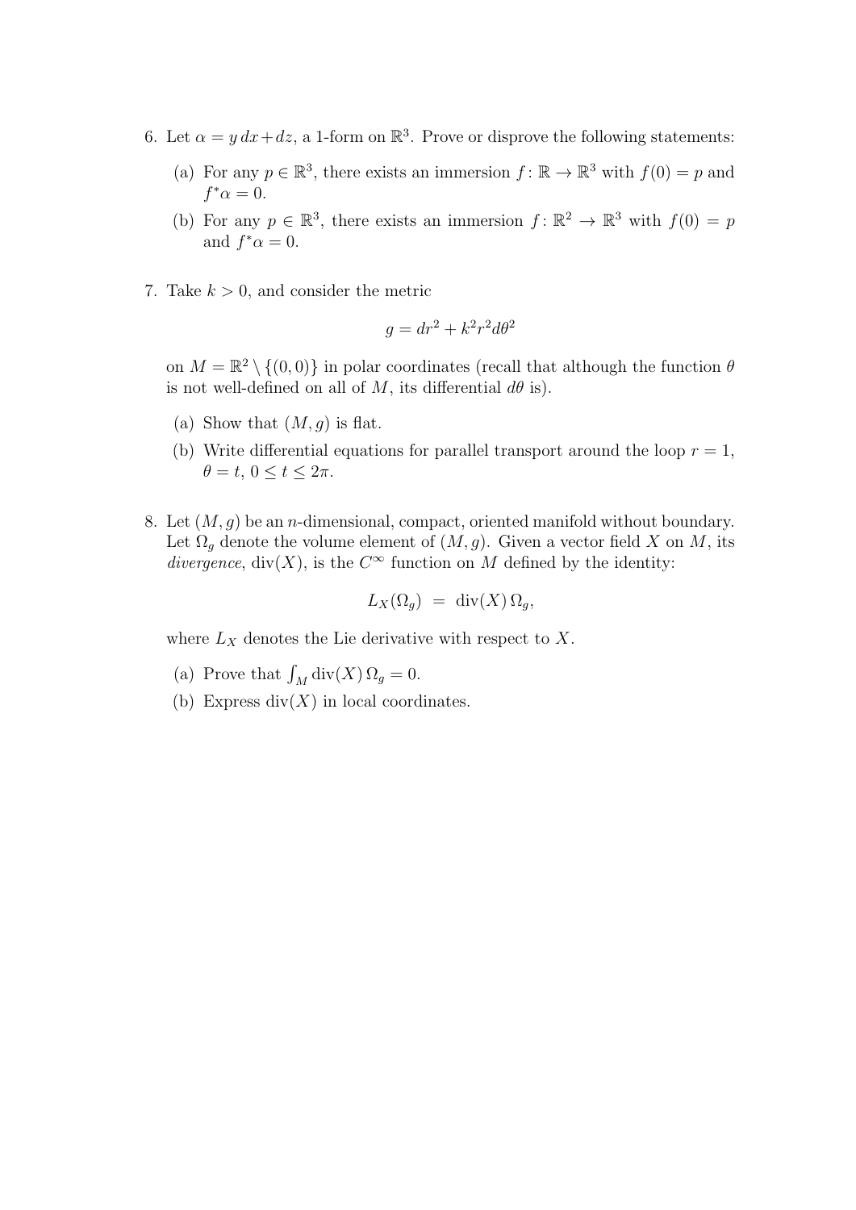6. Let $\alpha = y\,dx + dz$, a 1-form on $\mathbb{R}^3$. Prove or disprove the following statements:

   (a) For any $p \in \mathbb{R}^3$, there exists an immersion $f\colon \mathbb{R} \to \mathbb{R}^3$ with $f(0) = p$ and $f^*\alpha = 0$.

   (b) For any $p \in \mathbb{R}^3$, there exists an immersion $f\colon \mathbb{R}^2 \to \mathbb{R}^3$ with $f(0) = p$ and $f^*\alpha = 0$.

7. Take $k > 0$, and consider the metric

$$g = dr^2 + k^2 r^2 d\theta^2$$

   on $M = \mathbb{R}^2 \setminus \{(0,0)\}$ in polar coordinates (recall that although the function $\theta$ is not well-defined on all of $M$, its differential $d\theta$ is).

   (a) Show that $(M, g)$ is flat.

   (b) Write differential equations for parallel transport around the loop $r = 1$, $\theta = t$, $0 \leq t \leq 2\pi$.

8. Let $(M, g)$ be an $n$-dimensional, compact, oriented manifold without boundary. Let $\Omega_g$ denote the volume element of $(M, g)$. Given a vector field $X$ on $M$, its *divergence*, $\operatorname{div}(X)$, is the $C^\infty$ function on $M$ defined by the identity:

$$L_X(\Omega_g) \;=\; \operatorname{div}(X)\,\Omega_g,$$

   where $L_X$ denotes the Lie derivative with respect to $X$.

   (a) Prove that $\int_M \operatorname{div}(X)\,\Omega_g = 0$.

   (b) Express $\operatorname{div}(X)$ in local coordinates.